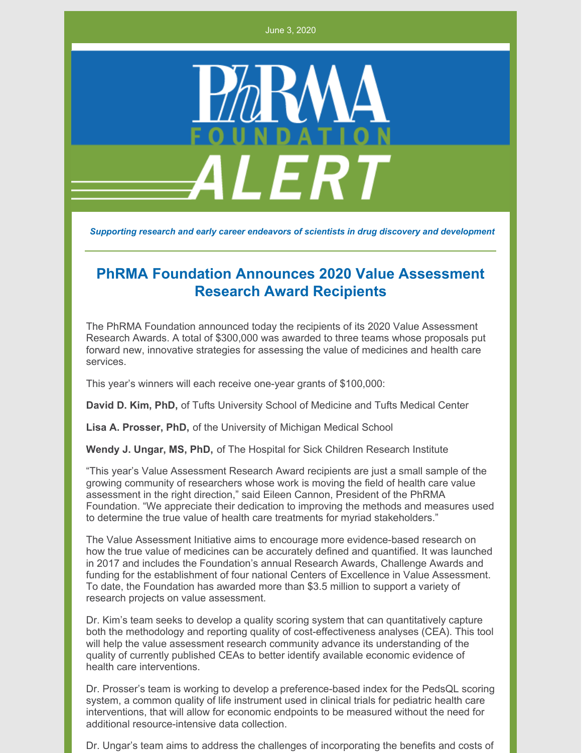June 3, 2020

PhRMA FOUNDATION ALERT

*Supporting research and early career endeavors of scientists in drug discovery and development*

## PhRMA Foundation Announces 2020 Value Assessment Research Award Recipients

The PhRMA Foundation announced today the recipients of its 2020 Value Assessment Research Awards. A total of $300,000 was awarded to three teams whose proposals put forward new, innovative strategies for assessing the value of medicines and health care services.

This year's winners will each receive one-year grants of $100,000:

**David D. Kim, PhD,** of Tufts University School of Medicine and Tufts Medical Center

**Lisa A. Prosser, PhD,** of the University of Michigan Medical School

**Wendy J. Ungar, MS, PhD,** of The Hospital for Sick Children Research Institute

"This year's Value Assessment Research Award recipients are just a small sample of the growing community of researchers whose work is moving the field of health care value assessment in the right direction," said Eileen Cannon, President of the PhRMA Foundation. "We appreciate their dedication to improving the methods and measures used to determine the true value of health care treatments for myriad stakeholders."

The Value Assessment Initiative aims to encourage more evidence-based research on how the true value of medicines can be accurately defined and quantified. It was launched in 2017 and includes the Foundation's annual Research Awards, Challenge Awards and funding for the establishment of four national Centers of Excellence in Value Assessment. To date, the Foundation has awarded more than $3.5 million to support a variety of research projects on value assessment.

Dr. Kim's team seeks to develop a quality scoring system that can quantitatively capture both the methodology and reporting quality of cost-effectiveness analyses (CEA). This tool will help the value assessment research community advance its understanding of the quality of currently published CEAs to better identify available economic evidence of health care interventions.

Dr. Prosser's team is working to develop a preference-based index for the PedsQL scoring system, a common quality of life instrument used in clinical trials for pediatric health care interventions, that will allow for economic endpoints to be measured without the need for additional resource-intensive data collection.

Dr. Ungar's team aims to address the challenges of incorporating the benefits and costs of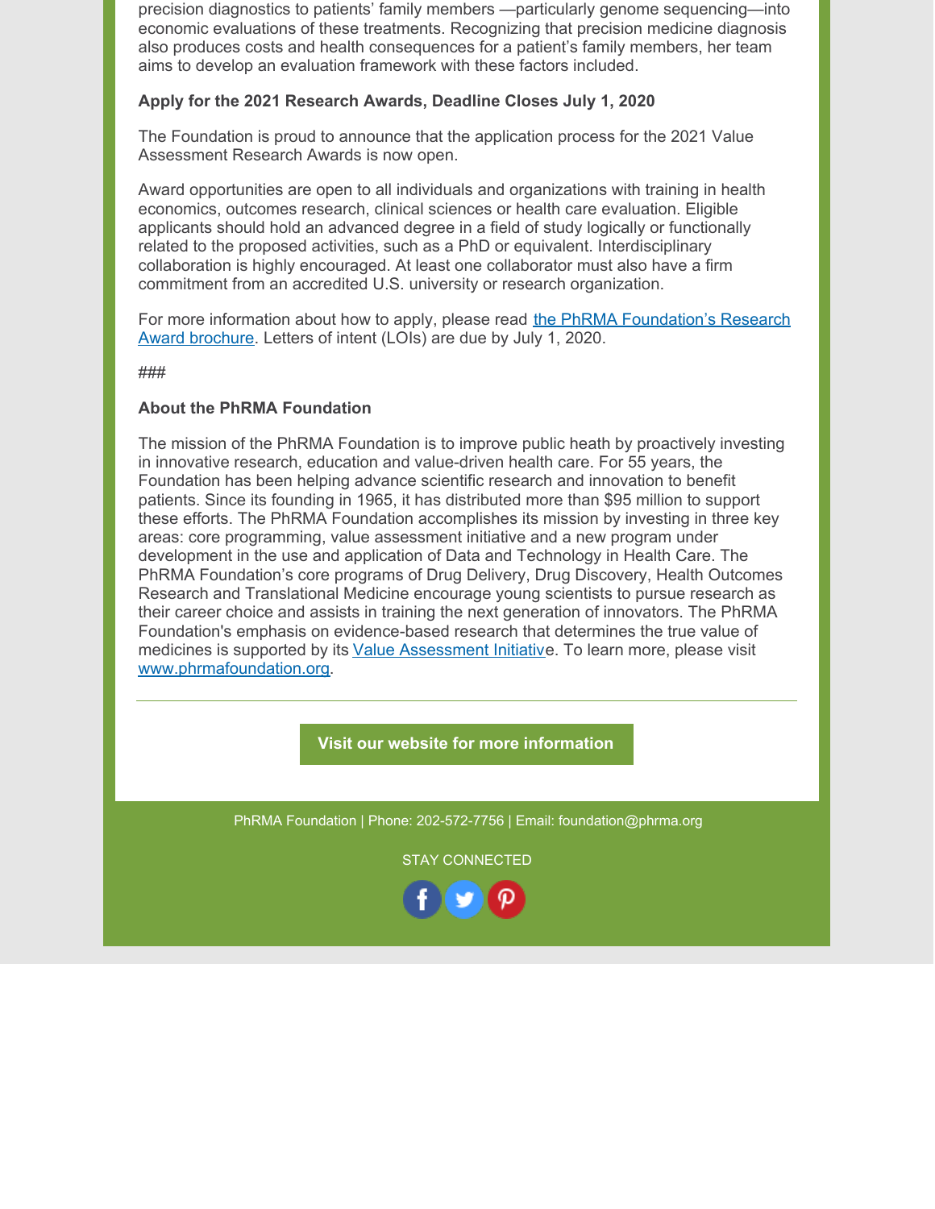precision diagnostics to patients' family members —particularly genome sequencing—into economic evaluations of these treatments. Recognizing that precision medicine diagnosis also produces costs and health consequences for a patient's family members, her team aims to develop an evaluation framework with these factors included.

**Apply for the 2021 Research Awards, Deadline Closes July 1, 2020**

The Foundation is proud to announce that the application process for the 2021 Value Assessment Research Awards is now open.

Award opportunities are open to all individuals and organizations with training in health economics, outcomes research, clinical sciences or health care evaluation. Eligible applicants should hold an advanced degree in a field of study logically or functionally related to the proposed activities, such as a PhD or equivalent. Interdisciplinary collaboration is highly encouraged. At least one collaborator must also have a firm commitment from an accredited U.S. university or research organization.

For more information about how to apply, please read the PhRMA Foundation's Research Award brochure. Letters of intent (LOIs) are due by July 1, 2020.

###

**About the PhRMA Foundation**

The mission of the PhRMA Foundation is to improve public heath by proactively investing in innovative research, education and value-driven health care. For 55 years, the Foundation has been helping advance scientific research and innovation to benefit patients. Since its founding in 1965, it has distributed more than $95 million to support these efforts. The PhRMA Foundation accomplishes its mission by investing in three key areas: core programming, value assessment initiative and a new program under development in the use and application of Data and Technology in Health Care. The PhRMA Foundation's core programs of Drug Delivery, Drug Discovery, Health Outcomes Research and Translational Medicine encourage young scientists to pursue research as their career choice and assists in training the next generation of innovators. The PhRMA Foundation's emphasis on evidence-based research that determines the true value of medicines is supported by its Value Assessment Initiative. To learn more, please visit www.phrmafoundation.org.

---

**Visit our website for more information**

PhRMA Foundation | Phone: 202-572-7756 | Email: foundation@phrma.org

STAY CONNECTED